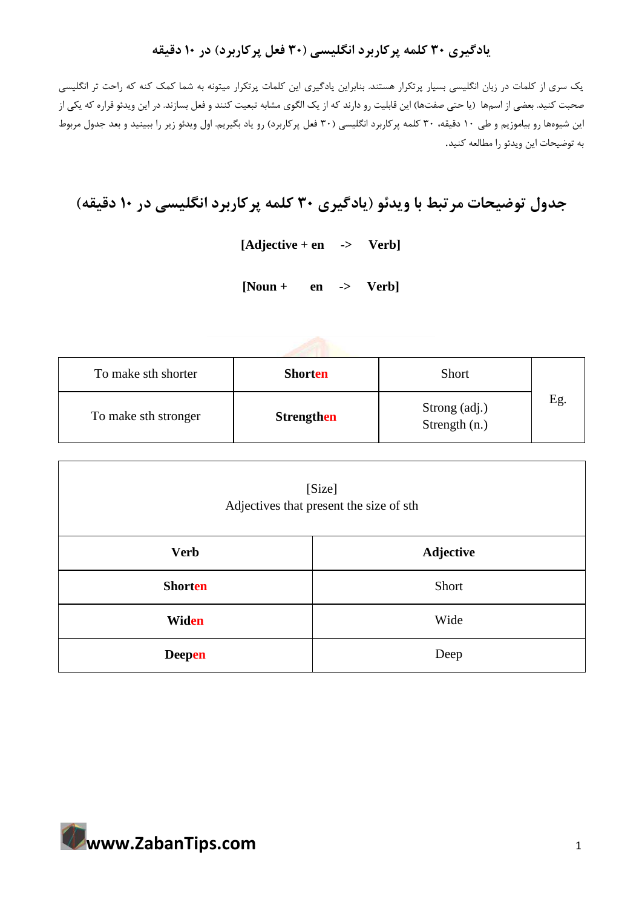# یادگیری ۳۰ کلمه پرکاربرد انگلیسی (۳۰ فعل پرکاربرد) در ۱۰ دقیقه

یک سری از کلمات در زبان انگلیسی بسیار پرتکرار هستند. بنابراین یادگیری این کلمات پرتکرار میتونه به شما کمک کنه که راحت تر انگلیسی صحبت کنید. بعضی از اسمها (یا حتی صفت‌ها) این قابلیت رو دارند که از یک الگوی مشابه تبعیت کنند و فعل بسازند. در این ویدئو قراره که یکی از این شیوه‌ها رو بیاموزیم و طی ۱۰ دقیقه، ۳۰ کلمه پرکاربرد انگلیسی (۳۰ فعل پرکاربرد) رو یاد بگیریم. اول ویدئو زیر را ببینید و بعد جدول مربوط به توضیحات این ویدئو را مطالعه کنید.

## جدول توضیحات مرتبط با ویدئو (یادگیری ۳۰ کلمه پرکاربرد انگلیسی در ۱۰ دقیقه)

**[Adjective + en -> Verb]**

**[Noun + en -> Verb]**

| | | | |
|---|---|---|---|
| To make sth shorter | **Shorten** | Short | Eg. |
| To make sth stronger | **Strengthen** | Strong (adj.)<br>Strength (n.) | |

| [Size]<br>Adjectives that present the size of sth | |
|---|---|
| **Verb** | **Adjective** |
| **Shorten** | Short |
| **Widen** | Wide |
| **Deepen** | Deep |

www.ZabanTips.com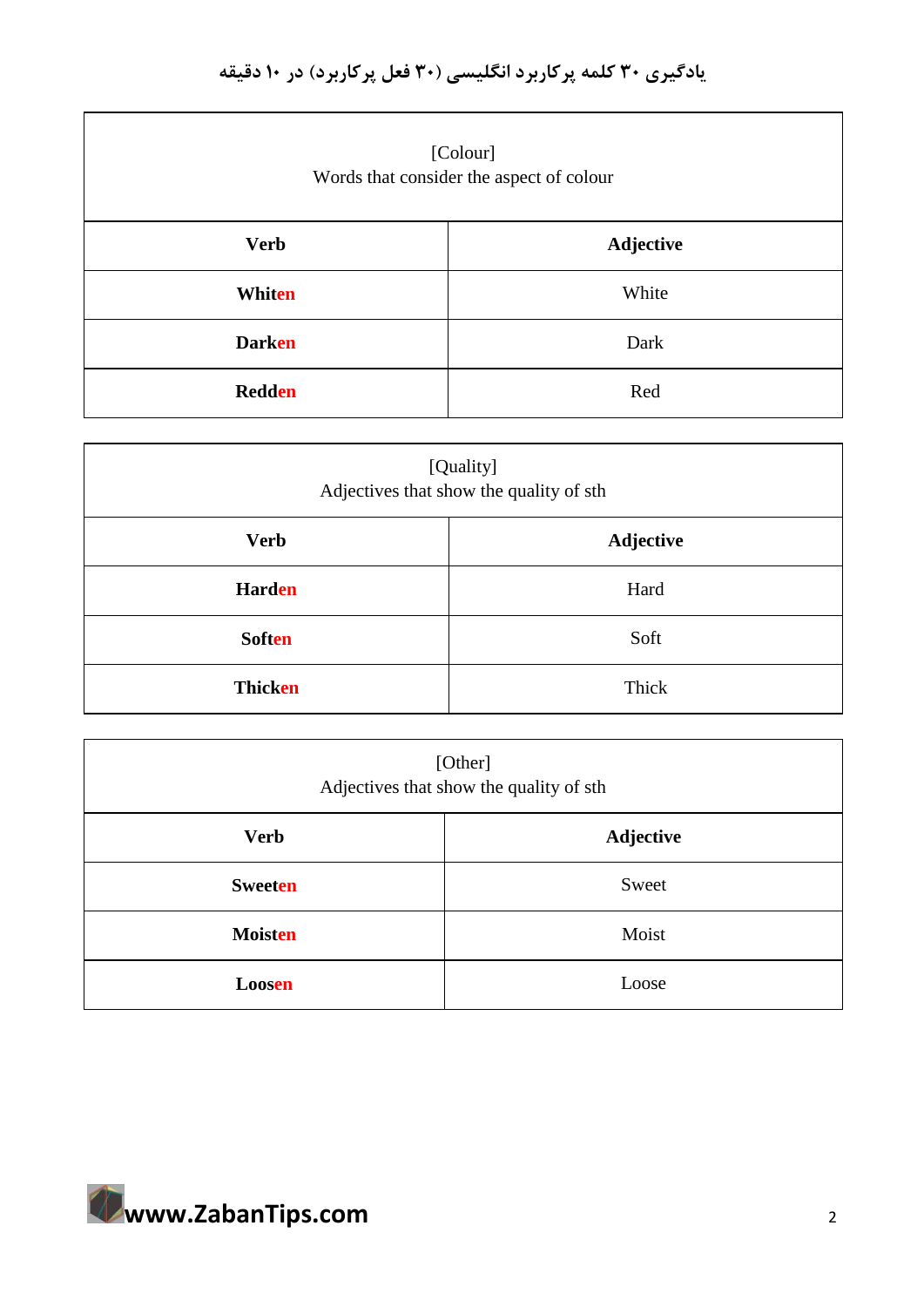یادگیری ۳۰ کلمه پرکاربرد انگلیسی (۳۰ فعل پرکاربرد) در ۱۰ دقیقه

| [Colour]<br>Words that consider the aspect of colour | |
|---|---|
| **Verb** | **Adjective** |
| **Whiten** | White |
| **Darken** | Dark |
| **Redden** | Red |

| [Quality]<br>Adjectives that show the quality of sth | |
|---|---|
| **Verb** | **Adjective** |
| **Harden** | Hard |
| **Soften** | Soft |
| **Thicken** | Thick |

| [Other]<br>Adjectives that show the quality of sth | |
|---|---|
| **Verb** | **Adjective** |
| **Sweeten** | Sweet |
| **Moisten** | Moist |
| **Loosen** | Loose |

**www.ZabanTips.com**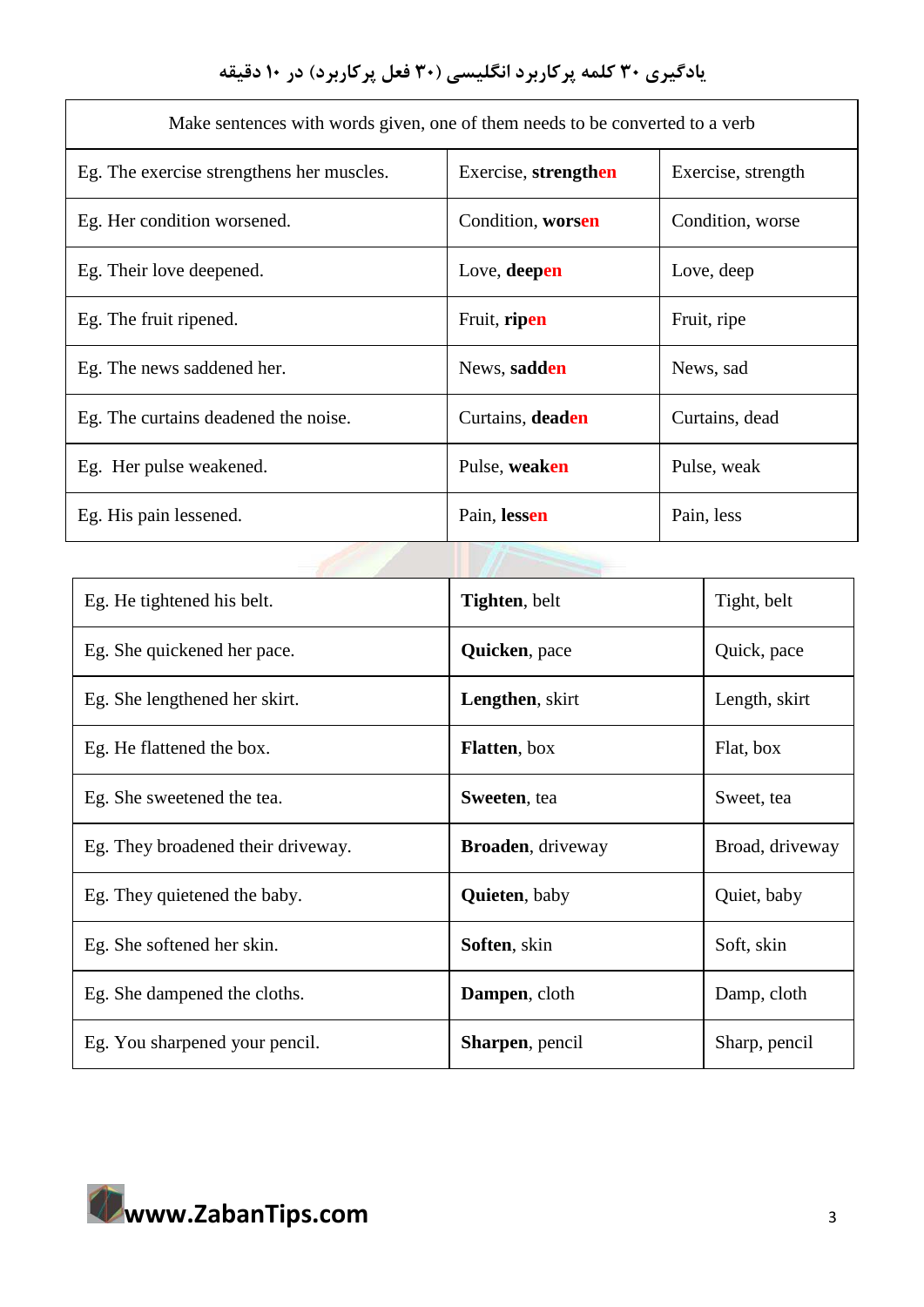# یادگیری ۳۰ کلمه پرکاربرد انگلیسی (۳۰ فعل پرکاربرد) در ۱۰ دقیقه

| Make sentences with words given, one of them needs to be converted to a verb | | |
|---|---|---|
| Eg. The exercise strengthens her muscles. | Exercise, **strengthen** | Exercise, strength |
| Eg. Her condition worsened. | Condition, **worsen** | Condition, worse |
| Eg. Their love deepened. | Love, **deepen** | Love, deep |
| Eg. The fruit ripened. | Fruit, **ripen** | Fruit, ripe |
| Eg. The news saddened her. | News, **sadden** | News, sad |
| Eg. The curtains deadened the noise. | Curtains, **deaden** | Curtains, dead |
| Eg. Her pulse weakened. | Pulse, **weaken** | Pulse, weak |
| Eg. His pain lessened. | Pain, **lessen** | Pain, less |

| | | |
|---|---|---|
| Eg. He tightened his belt. | **Tighten**, belt | Tight, belt |
| Eg. She quickened her pace. | **Quicken**, pace | Quick, pace |
| Eg. She lengthened her skirt. | **Lengthen**, skirt | Length, skirt |
| Eg. He flattened the box. | **Flatten**, box | Flat, box |
| Eg. She sweetened the tea. | **Sweeten**, tea | Sweet, tea |
| Eg. They broadened their driveway. | **Broaden**, driveway | Broad, driveway |
| Eg. They quietened the baby. | **Quieten**, baby | Quiet, baby |
| Eg. She softened her skin. | **Soften**, skin | Soft, skin |
| Eg. She dampened the cloths. | **Dampen**, cloth | Damp, cloth |
| Eg. You sharpened your pencil. | **Sharpen**, pencil | Sharp, pencil |

www.ZabanTips.com